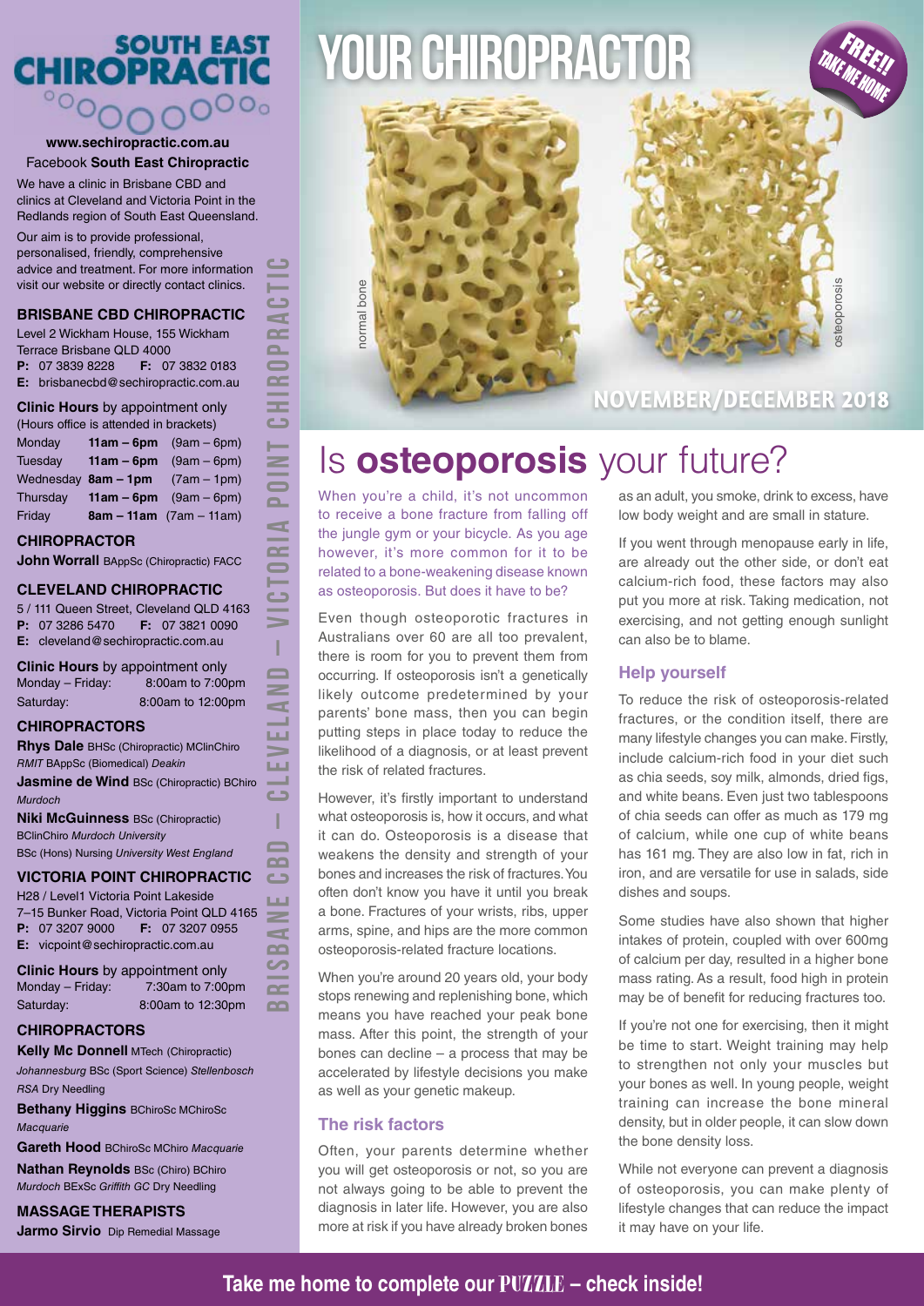# SOUTH EAST CHIROPRACTIC

**www.sechiropractic.com.au**
Facebook **South East Chiropractic**

We have a clinic in Brisbane CBD and clinics at Cleveland and Victoria Point in the Redlands region of South East Queensland.

Our aim is to provide professional, personalised, friendly, comprehensive advice and treatment. For more information visit our website or directly contact clinics.

## BRISBANE CBD CHIROPRACTIC

Level 2 Wickham House, 155 Wickham Terrace Brisbane QLD 4000
**P:** 07 3839 8228 **F:** 07 3832 0183
**E:** brisbanecbd@sechiropractic.com.au

**Clinic Hours** by appointment only
(Hours office is attended in brackets)

| | | |
|---|---|---|
| Monday | **11am – 6pm** | (9am – 6pm) |
| Tuesday | **11am – 6pm** | (9am – 6pm) |
| Wednesday | **8am – 1pm** | (7am – 1pm) |
| Thursday | **11am – 6pm** | (9am – 6pm) |
| Friday | **8am – 11am** | (7am – 11am) |

### CHIROPRACTOR

**John Worrall** BAppSc (Chiropractic) FACC

## CLEVELAND CHIROPRACTIC

5 / 111 Queen Street, Cleveland QLD 4163
**P:** 07 3286 5470 **F:** 07 3821 0090
**E:** cleveland@sechiropractic.com.au

**Clinic Hours** by appointment only

| | |
|---|---|
| Monday – Friday: | 8:00am to 7:00pm |
| Saturday: | 8:00am to 12:00pm |

### CHIROPRACTORS

**Rhys Dale** BHSc (Chiropractic) MClinChiro *RMIT* BAppSc (Biomedical) *Deakin*

**Jasmine de Wind** BSc (Chiropractic) BChiro *Murdoch*

**Niki McGuinness** BSc (Chiropractic) BClinChiro *Murdoch University* BSc (Hons) Nursing *University West England*

## VICTORIA POINT CHIROPRACTIC

H28 / Level1 Victoria Point Lakeside 7–15 Bunker Road, Victoria Point QLD 4165
**P:** 07 3207 9000 **F:** 07 3207 0955
**E:** vicpoint@sechiropractic.com.au

**Clinic Hours** by appointment only

| | |
|---|---|
| Monday – Friday: | 7:30am to 7:00pm |
| Saturday: | 8:00am to 12:30pm |

### CHIROPRACTORS

**Kelly Mc Donnell** MTech (Chiropractic) *Johannesburg* BSc (Sport Science) *Stellenbosch RSA* Dry Needling

**Bethany Higgins** BChiroSc MChiroSc *Macquarie*

**Gareth Hood** BChiroSc MChiro *Macquarie*

**Nathan Reynolds** BSc (Chiro) BChiro *Murdoch* BExSc *Griffith GC* Dry Needling

### MASSAGE THERAPISTS

**Jarmo Sirvio** Dip Remedial Massage

BRISBANE CBD – CLEVELAND – VICTORIA POINT CHIROPRACTIC

# YOUR CHIROPRACTOR

FREE!! TAKE ME HOME

normal bone

osteoporosis

NOVEMBER/DECEMBER 2018

# Is **osteoporosis** your future?

When you're a child, it's not uncommon to receive a bone fracture from falling off the jungle gym or your bicycle. As you age however, it's more common for it to be related to a bone-weakening disease known as osteoporosis. But does it have to be?

Even though osteoporotic fractures in Australians over 60 are all too prevalent, there is room for you to prevent them from occurring. If osteoporosis isn't a genetically likely outcome predetermined by your parents' bone mass, then you can begin putting steps in place today to reduce the likelihood of a diagnosis, or at least prevent the risk of related fractures.

However, it's firstly important to understand what osteoporosis is, how it occurs, and what it can do. Osteoporosis is a disease that weakens the density and strength of your bones and increases the risk of fractures. You often don't know you have it until you break a bone. Fractures of your wrists, ribs, upper arms, spine, and hips are the more common osteoporosis-related fracture locations.

When you're around 20 years old, your body stops renewing and replenishing bone, which means you have reached your peak bone mass. After this point, the strength of your bones can decline – a process that may be accelerated by lifestyle decisions you make as well as your genetic makeup.

## The risk factors

Often, your parents determine whether you will get osteoporosis or not, so you are not always going to be able to prevent the diagnosis in later life. However, you are also more at risk if you have already broken bones as an adult, you smoke, drink to excess, have low body weight and are small in stature.

If you went through menopause early in life, are already out the other side, or don't eat calcium-rich food, these factors may also put you more at risk. Taking medication, not exercising, and not getting enough sunlight can also be to blame.

## Help yourself

To reduce the risk of osteoporosis-related fractures, or the condition itself, there are many lifestyle changes you can make. Firstly, include calcium-rich food in your diet such as chia seeds, soy milk, almonds, dried figs, and white beans. Even just two tablespoons of chia seeds can offer as much as 179 mg of calcium, while one cup of white beans has 161 mg. They are also low in fat, rich in iron, and are versatile for use in salads, side dishes and soups.

Some studies have also shown that higher intakes of protein, coupled with over 600mg of calcium per day, resulted in a higher bone mass rating. As a result, food high in protein may be of benefit for reducing fractures too.

If you're not one for exercising, then it might be time to start. Weight training may help to strengthen not only your muscles but your bones as well. In young people, weight training can increase the bone mineral density, but in older people, it can slow down the bone density loss.

While not everyone can prevent a diagnosis of osteoporosis, you can make plenty of lifestyle changes that can reduce the impact it may have on your life.

**Take me home to complete our PUZZLE – check inside!**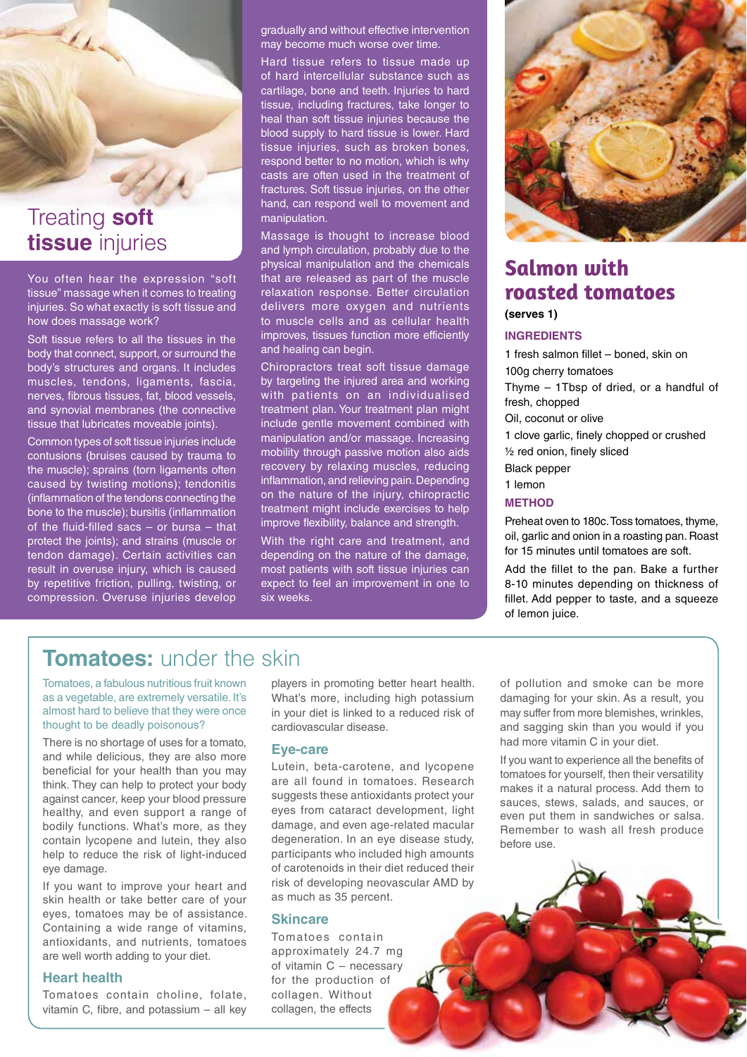# Treating **soft tissue** injuries

You often hear the expression "soft tissue" massage when it comes to treating injuries. So what exactly is soft tissue and how does massage work?

Soft tissue refers to all the tissues in the body that connect, support, or surround the body's structures and organs. It includes muscles, tendons, ligaments, fascia, nerves, fibrous tissues, fat, blood vessels, and synovial membranes (the connective tissue that lubricates moveable joints).

Common types of soft tissue injuries include contusions (bruises caused by trauma to the muscle); sprains (torn ligaments often caused by twisting motions); tendonitis (inflammation of the tendons connecting the bone to the muscle); bursitis (inflammation of the fluid-filled sacs – or bursa – that protect the joints); and strains (muscle or tendon damage). Certain activities can result in overuse injury, which is caused by repetitive friction, pulling, twisting, or compression. Overuse injuries develop gradually and without effective intervention may become much worse over time.

Hard tissue refers to tissue made up of hard intercellular substance such as cartilage, bone and teeth. Injuries to hard tissue, including fractures, take longer to heal than soft tissue injuries because the blood supply to hard tissue is lower. Hard tissue injuries, such as broken bones, respond better to no motion, which is why casts are often used in the treatment of fractures. Soft tissue injuries, on the other hand, can respond well to movement and manipulation.

Massage is thought to increase blood and lymph circulation, probably due to the physical manipulation and the chemicals that are released as part of the muscle relaxation response. Better circulation delivers more oxygen and nutrients to muscle cells and as cellular health improves, tissues function more efficiently and healing can begin.

Chiropractors treat soft tissue damage by targeting the injured area and working with patients on an individualised treatment plan. Your treatment plan might include gentle movement combined with manipulation and/or massage. Increasing mobility through passive motion also aids recovery by relaxing muscles, reducing inflammation, and relieving pain. Depending on the nature of the injury, chiropractic treatment might include exercises to help improve flexibility, balance and strength.

With the right care and treatment, and depending on the nature of the damage, most patients with soft tissue injuries can expect to feel an improvement in one to six weeks.

# Salmon with roasted tomatoes

**(serves 1)**

### INGREDIENTS

- 1 fresh salmon fillet – boned, skin on
- 100g cherry tomatoes
- Thyme – 1Tbsp of dried, or a handful of fresh, chopped
- Oil, coconut or olive
- 1 clove garlic, finely chopped or crushed
- ½ red onion, finely sliced
- Black pepper
- 1 lemon

### METHOD

Preheat oven to 180c. Toss tomatoes, thyme, oil, garlic and onion in a roasting pan. Roast for 15 minutes until tomatoes are soft.

Add the fillet to the pan. Bake a further 8-10 minutes depending on thickness of fillet. Add pepper to taste, and a squeeze of lemon juice.

# **Tomatoes:** under the skin

Tomatoes, a fabulous nutritious fruit known as a vegetable, are extremely versatile. It's almost hard to believe that they were once thought to be deadly poisonous?

There is no shortage of uses for a tomato, and while delicious, they are also more beneficial for your health than you may think. They can help to protect your body against cancer, keep your blood pressure healthy, and even support a range of bodily functions. What's more, as they contain lycopene and lutein, they also help to reduce the risk of light-induced eye damage.

If you want to improve your heart and skin health or take better care of your eyes, tomatoes may be of assistance. Containing a wide range of vitamins, antioxidants, and nutrients, tomatoes are well worth adding to your diet.

## Heart health

Tomatoes contain choline, folate, vitamin C, fibre, and potassium – all key players in promoting better heart health. What's more, including high potassium in your diet is linked to a reduced risk of cardiovascular disease.

## Eye-care

Lutein, beta-carotene, and lycopene are all found in tomatoes. Research suggests these antioxidants protect your eyes from cataract development, light damage, and even age-related macular degeneration. In an eye disease study, participants who included high amounts of carotenoids in their diet reduced their risk of developing neovascular AMD by as much as 35 percent.

## Skincare

Tomatoes contain approximately 24.7 mg of vitamin C – necessary for the production of collagen. Without collagen, the effects of pollution and smoke can be more damaging for your skin. As a result, you may suffer from more blemishes, wrinkles, and sagging skin than you would if you had more vitamin C in your diet.

If you want to experience all the benefits of tomatoes for yourself, then their versatility makes it a natural process. Add them to sauces, stews, salads, and sauces, or even put them in sandwiches or salsa. Remember to wash all fresh produce before use.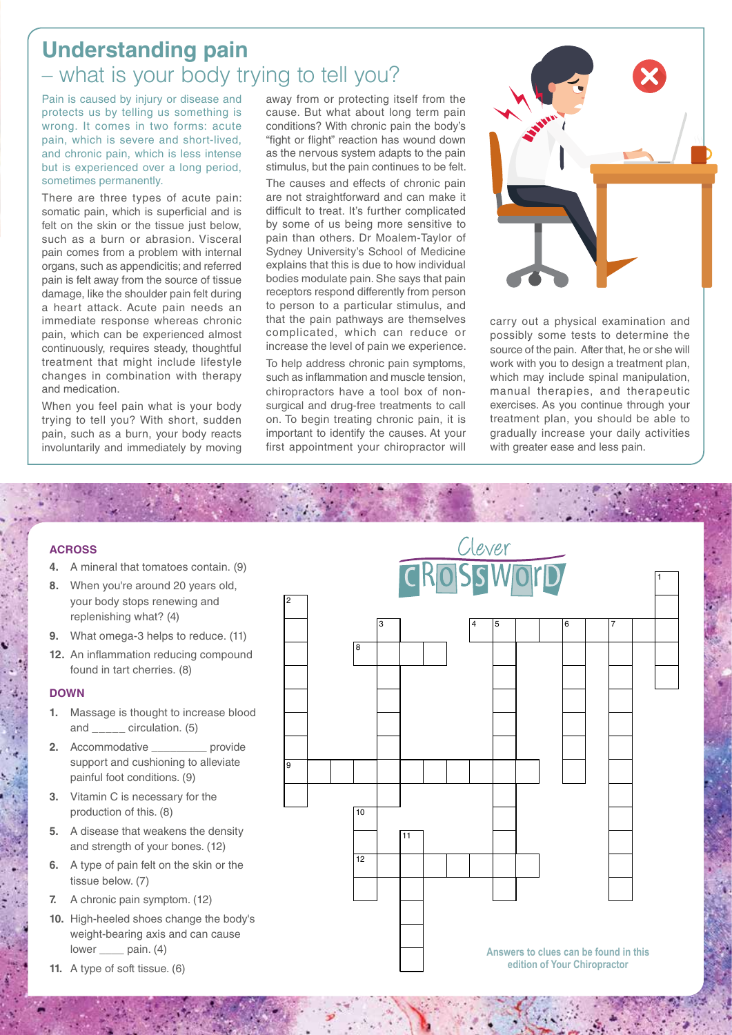# Understanding pain

## – what is your body trying to tell you?

Pain is caused by injury or disease and protects us by telling us something is wrong. It comes in two forms: acute pain, which is severe and short-lived, and chronic pain, which is less intense but is experienced over a long period, sometimes permanently.

There are three types of acute pain: somatic pain, which is superficial and is felt on the skin or the tissue just below, such as a burn or abrasion. Visceral pain comes from a problem with internal organs, such as appendicitis; and referred pain is felt away from the source of tissue damage, like the shoulder pain felt during a heart attack. Acute pain needs an immediate response whereas chronic pain, which can be experienced almost continuously, requires steady, thoughtful treatment that might include lifestyle changes in combination with therapy and medication.

When you feel pain what is your body trying to tell you? With short, sudden pain, such as a burn, your body reacts involuntarily and immediately by moving away from or protecting itself from the cause. But what about long term pain conditions? With chronic pain the body's "fight or flight" reaction has wound down as the nervous system adapts to the pain stimulus, but the pain continues to be felt.

The causes and effects of chronic pain are not straightforward and can make it difficult to treat. It's further complicated by some of us being more sensitive to pain than others. Dr Moalem-Taylor of Sydney University's School of Medicine explains that this is due to how individual bodies modulate pain. She says that pain receptors respond differently from person to person to a particular stimulus, and that the pain pathways are themselves complicated, which can reduce or increase the level of pain we experience.

To help address chronic pain symptoms, such as inflammation and muscle tension, chiropractors have a tool box of non-surgical and drug-free treatments to call on. To begin treating chronic pain, it is important to identify the causes. At your first appointment your chiropractor will carry out a physical examination and possibly some tests to determine the source of the pain. After that, he or she will work with you to design a treatment plan, which may include spinal manipulation, manual therapies, and therapeutic exercises. As you continue through your treatment plan, you should be able to gradually increase your daily activities with greater ease and less pain.

## Clever Crossword

### ACROSS

4. A mineral that tomatoes contain. (9)
8. When you're around 20 years old, your body stops renewing and replenishing what? (4)
9. What omega-3 helps to reduce. (11)
12. An inflammation reducing compound found in tart cherries. (8)

### DOWN

1. Massage is thought to increase blood and _____ circulation. (5)
2. Accommodative _________ provide support and cushioning to alleviate painful foot conditions. (9)
3. Vitamin C is necessary for the production of this. (8)
5. A disease that weakens the density and strength of your bones. (12)
6. A type of pain felt on the skin or the tissue below. (7)
7. A chronic pain symptom. (12)
10. High-heeled shoes change the body's weight-bearing axis and can cause lower ____ pain. (4)
11. A type of soft tissue. (6)

Answers to clues can be found in this edition of Your Chiropractor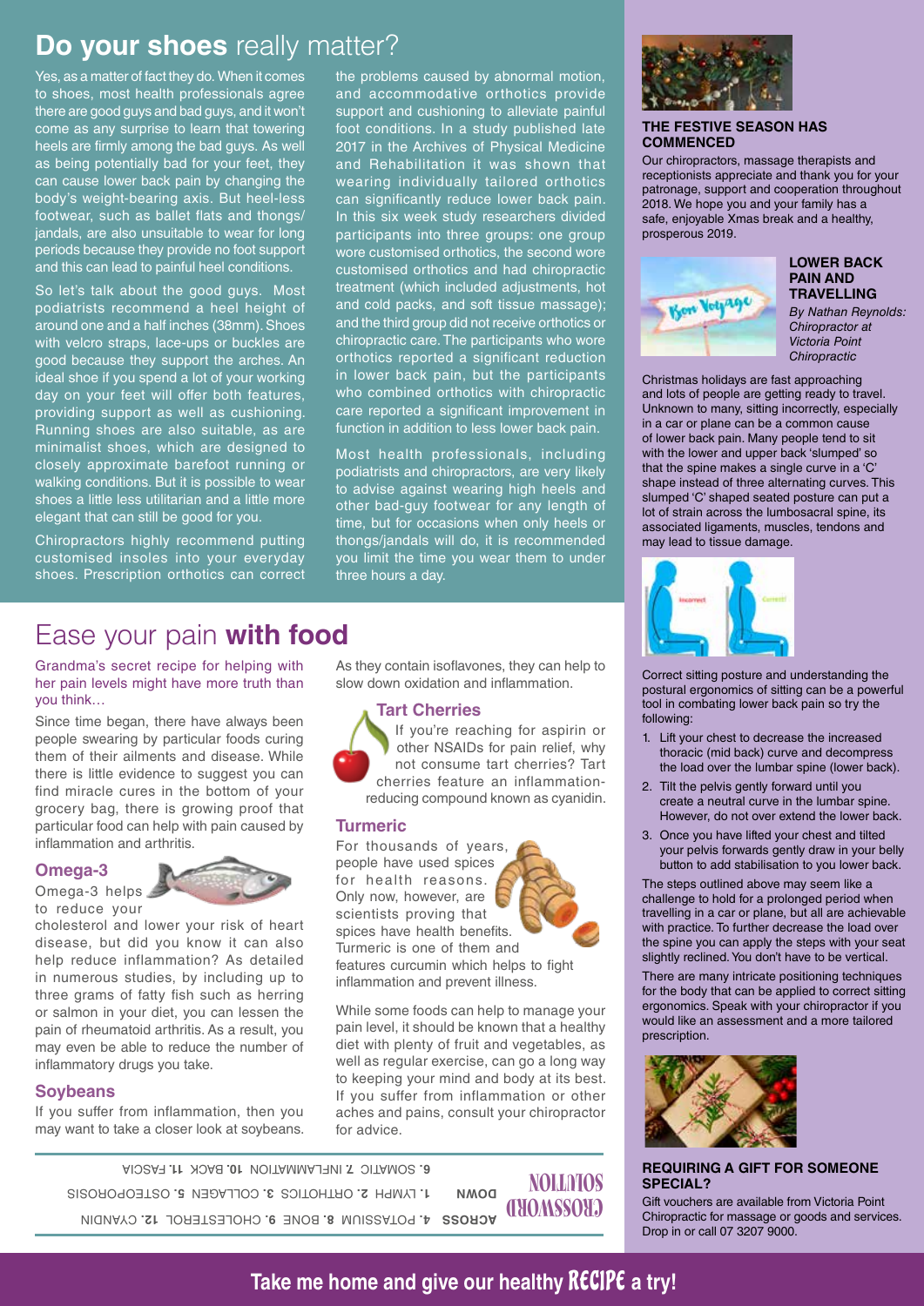# **Do your shoes** really matter?

Yes, as a matter of fact they do. When it comes to shoes, most health professionals agree there are good guys and bad guys, and it won't come as any surprise to learn that towering heels are firmly among the bad guys. As well as being potentially bad for your feet, they can cause lower back pain by changing the body's weight-bearing axis. But heel-less footwear, such as ballet flats and thongs/jandals, are also unsuitable to wear for long periods because they provide no foot support and this can lead to painful heel conditions.

So let's talk about the good guys. Most podiatrists recommend a heel height of around one and a half inches (38mm). Shoes with velcro straps, lace-ups or buckles are good because they support the arches. An ideal shoe if you spend a lot of your working day on your feet will offer both features, providing support as well as cushioning. Running shoes are also suitable, as are minimalist shoes, which are designed to closely approximate barefoot running or walking conditions. But it is possible to wear shoes a little less utilitarian and a little more elegant that can still be good for you.

Chiropractors highly recommend putting customised insoles into your everyday shoes. Prescription orthotics can correct the problems caused by abnormal motion, and accommodative orthotics provide support and cushioning to alleviate painful foot conditions. In a study published late 2017 in the Archives of Physical Medicine and Rehabilitation it was shown that wearing individually tailored orthotics can significantly reduce lower back pain. In this six week study researchers divided participants into three groups: one group wore customised orthotics, the second wore customised orthotics and had chiropractic treatment (which included adjustments, hot and cold packs, and soft tissue massage); and the third group did not receive orthotics or chiropractic care. The participants who wore orthotics reported a significant reduction in lower back pain, but the participants who combined orthotics with chiropractic care reported a significant improvement in function in addition to less lower back pain.

Most health professionals, including podiatrists and chiropractors, are very likely to advise against wearing high heels and other bad-guy footwear for any length of time, but for occasions when only heels or thongs/jandals will do, it is recommended you limit the time you wear them to under three hours a day.

# Ease your pain **with food**

Grandma's secret recipe for helping with her pain levels might have more truth than you think…

Since time began, there have always been people swearing by particular foods curing them of their ailments and disease. While there is little evidence to suggest you can find miracle cures in the bottom of your grocery bag, there is growing proof that particular food can help with pain caused by inflammation and arthritis.

## Omega-3

Omega-3 helps to reduce your cholesterol and lower your risk of heart disease, but did you know it can also help reduce inflammation? As detailed in numerous studies, by including up to three grams of fatty fish such as herring or salmon in your diet, you can lessen the pain of rheumatoid arthritis. As a result, you may even be able to reduce the number of inflammatory drugs you take.

## Soybeans

If you suffer from inflammation, then you may want to take a closer look at soybeans. As they contain isoflavones, they can help to slow down oxidation and inflammation.

## Tart Cherries

If you're reaching for aspirin or other NSAIDs for pain relief, why not consume tart cherries? Tart cherries feature an inflammation-reducing compound known as cyanidin.

## Turmeric

For thousands of years, people have used spices for health reasons. Only now, however, are scientists proving that spices have health benefits. Turmeric is one of them and features curcumin which helps to fight inflammation and prevent illness.

While some foods can help to manage your pain level, it should be known that a healthy diet with plenty of fruit and vegetables, as well as regular exercise, can go a long way to keeping your mind and body at its best. If you suffer from inflammation or other aches and pains, consult your chiropractor for advice.

**CROSSWORD SOLUTION**

**ACROSS** 4. POTASSIUM 8. BONE 9. CHOLESTEROL 12. CYANIDIN

**DOWN** 1. LYMPH 2. ORTHOTICS 3. COLLAGEN 5. OSTEOPOROSIS 6. SOMATIC 7. INFLAMMATION 10. BACK 11. FASCIA

### THE FESTIVE SEASON HAS COMMENCED

Our chiropractors, massage therapists and receptionists appreciate and thank you for your patronage, support and cooperation throughout 2018. We hope you and your family has a safe, enjoyable Xmas break and a healthy, prosperous 2019.

### LOWER BACK PAIN AND TRAVELLING

*By Nathan Reynolds: Chiropractor at Victoria Point Chiropractic*

Christmas holidays are fast approaching and lots of people are getting ready to travel. Unknown to many, sitting incorrectly, especially in a car or plane can be a common cause of lower back pain. Many people tend to sit with the lower and upper back 'slumped' so that the spine makes a single curve in a 'C' shape instead of three alternating curves. This slumped 'C' shaped seated posture can put a lot of strain across the lumbosacral spine, its associated ligaments, muscles, tendons and may lead to tissue damage.

Correct sitting posture and understanding the postural ergonomics of sitting can be a powerful tool in combating lower back pain so try the following:

1. Lift your chest to decrease the increased thoracic (mid back) curve and decompress the load over the lumbar spine (lower back).
2. Tilt the pelvis gently forward until you create a neutral curve in the lumbar spine. However, do not over extend the lower back.
3. Once you have lifted your chest and tilted your pelvis forwards gently draw in your belly button to add stabilisation to you lower back.

The steps outlined above may seem like a challenge to hold for a prolonged period when travelling in a car or plane, but all are achievable with practice. To further decrease the load over the spine you can apply the steps with your seat slightly reclined. You don't have to be vertical.

There are many intricate positioning techniques for the body that can be applied to correct sitting ergonomics. Speak with your chiropractor if you would like an assessment and a more tailored prescription.

### REQUIRING A GIFT FOR SOMEONE SPECIAL?

Gift vouchers are available from Victoria Point Chiropractic for massage or goods and services. Drop in or call 07 3207 9000.

**Take me home and give our healthy RECIPE a try!**